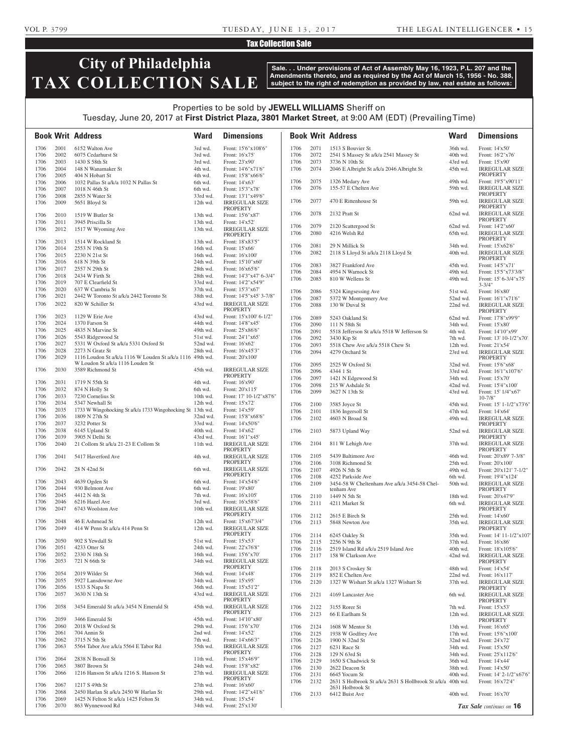Tax Collection Sale

# City of Philadelphia TAX COLLECTION SALE

**Sale. . . Under provisions of Act of Assembly May 16, 1923, P.L. 207 and the Amendments thereto, and as required by the Act of March 15, 1956 - No. 388, subject to the right of redemption as provided by law, real estate as follows:**

Properties to be sold by **JEWELL WILLIAMS** Sheriff on
Tuesday, June 20, 2017 at **First District Plaza, 3801 Market Street**, at 9:00 AM (EDT) (Prevailing Time)

| Book | Writ | Address | Ward | Dimensions |
|---|---|---|---|---|
| 1706 | 2001 | 6152 Walton Ave | 3rd wd. | Front: 15'6"x108'6" |
| 1706 | 2002 | 6075 Cedarhurst St | 3rd wd. | Front: 16'x75' |
| 1706 | 2003 | 1430 S 58th St | 3rd wd. | Front: 23'x90' |
| 1706 | 2004 | 148 N Wanamaker St | 4th wd. | Front: 14'6"x71'6" |
| 1706 | 2005 | 404 N Hobart St | 4th wd. | Front: 15'8"x66'6" |
| 1706 | 2006 | 1032 Pallas St a/k/a 1032 N Pallas St | 6th wd. | Front: 14'x63' |
| 1706 | 2007 | 1018 N 46th St | 6th wd. | Front: 15'3"x78' |
| 1706 | 2008 | 2855 N Water St | 33rd wd. | Front: 13'1"x49'6" |
| 1706 | 2009 | 5651 Bloyd St | 12th wd. | IRREGULAR SIZE PROPERTY |
| 1706 | 2010 | 1519 W Butler St | 13th wd. | Front: 15'6"x87' |
| 1706 | 2011 | 3945 Priscilla St | 13th wd. | Front: 14'x52' |
| 1706 | 2012 | 1517 W Wyoming Ave | 13th wd. | IRREGULAR SIZE PROPERTY |
| 1706 | 2013 | 1514 W Rockland St | 13th wd. | Front: 18'x83'5" |
| 1706 | 2014 | 2553 N 19th St | 16th wd. | Front: 15'x66' |
| 1706 | 2015 | 2230 N 21st St | 16th wd. | Front: 16'x100' |
| 1706 | 2016 | 618 N 39th St | 24th wd. | Front: 15'10"x60' |
| 1706 | 2017 | 2557 N 29th St | 28th wd. | Front: 16'x65'6" |
| 1706 | 2018 | 2434 W Firth St | 28th wd. | Front: 14'3"x47' 6-3/4" |
| 1706 | 2019 | 707 E Clearfield St | 33rd wd. | Front: 14'2"x54'9" |
| 1706 | 2020 | 637 W Cambria St | 37th wd. | Front: 15'3"x67' |
| 1706 | 2021 | 2442 W Toronto St a/k/a 2442 Toronto St | 38th wd. | Front: 14'5"x45' 3-7/8" |
| 1706 | 2022 | 820 W Schiller St | 43rd wd. | IRREGULAR SIZE PROPERTY |
| 1706 | 2023 | 1129 W Erie Ave | 43rd wd. | Front: 15'x100' 6-1/2" |
| 1706 | 2024 | 1370 Farson St | 44th wd. | Front: 14'8"x45' |
| 1706 | 2025 | 4835 N Marvine St | 49th wd. | Front: 25'x86'6" |
| 1706 | 2026 | 5543 Ridgewood St | 51st wd. | Front: 24'1"x65' |
| 1706 | 2027 | 5331 W Oxford St a/k/a 5331 Oxford St | 52nd wd. | Front: 16'x62' |
| 1706 | 2028 | 2273 N Gratz St | 28th wd. | Front: 16'x45'3" |
| 1706 | 2029 | 1116 Loudon St a/k/a 1116 W Louden St a/k/a 1116 W Loudon St a/k/a 1116 Louden St | 49th wd. | Front: 20'x100' |
| 1706 | 2030 | 3589 Richmond St | 45th wd. | IRREGULAR SIZE PROPERTY |
| 1706 | 2031 | 1719 N 55th St | 4th wd. | Front: 16'x90' |
| 1706 | 2032 | 874 N Holly St | 6th wd. | Front: 20'x115' |
| 1706 | 2033 | 7230 Cornelius St | 10th wd. | Front: 17' 10-1/2"x87'6" |
| 1706 | 2034 | 5347 Newhall St | 12th wd. | Front: 15'x72' |
| 1706 | 2035 | 1733 W Wingohocking St a/k/a 1733 Wingohocking St | 13th wd. | Front: 14'x59' |
| 1706 | 2036 | 1809 N 27th St | 32nd wd. | Front: 15'8"x68'6" |
| 1706 | 2037 | 3232 Potter St | 33rd wd. | Front: 14'x50'6" |
| 1706 | 2038 | 6145 Upland St | 40th wd. | Front: 14'x62' |
| 1706 | 2039 | 3905 N Delhi St | 43rd wd. | Front: 16'1"x45' |
| 1706 | 2040 | 21 Collom St a/k/a 21-23 E Collom St | 11th wd. | IRREGULAR SIZE PROPERTY |
| 1706 | 2041 | 5417 Haverford Ave | 4th wd. | IRREGULAR SIZE PROPERTY |
| 1706 | 2042 | 28 N 42nd St | 6th wd. | IRREGULAR SIZE PROPERTY |
| 1706 | 2043 | 4639 Ogden St | 6th wd. | Front: 14'x54'6" |
| 1706 | 2044 | 930 Belmont Ave | 6th wd. | Front: 19'x80' |
| 1706 | 2045 | 4412 N 4th St | 7th wd. | Front: 16'x105' |
| 1706 | 2046 | 6216 Hazel Ave | 3rd wd. | Front: 16'x58'6" |
| 1706 | 2047 | 6743 Woolston Ave | 10th wd. | IRREGULAR SIZE PROPERTY |
| 1706 | 2048 | 46 E Ashmead St | 12th wd. | Front: 15'x67'3/4" |
| 1706 | 2049 | 414 W Penn St a/k/a 414 Penn St | 12th wd. | IRREGULAR SIZE PROPERTY |
| 1706 | 2050 | 902 S Yewdall St | 51st wd. | Front: 15'x53' |
| 1706 | 2051 | 4233 Otter St | 24th wd. | Front: 22'x76'8" |
| 1706 | 2052 | 2330 N 18th St | 16th wd. | Front: 15'6"x70' |
| 1706 | 2053 | 721 N 66th St | 34th wd. | IRREGULAR SIZE PROPERTY |
| 1706 | 2054 | 2019 Wilder St | 36th wd. | Front: 14'x48' |
| 1706 | 2055 | 5927 Lansdowne Ave | 34th wd. | Front: 15'x95' |
| 1706 | 2056 | 1533 S Napa St | 36th wd. | Front: 15'x51'2" |
| 1706 | 2057 | 3630 N 13th St | 43rd wd. | IRREGULAR SIZE PROPERTY |
| 1706 | 2058 | 3454 Emerald St a/k/a 3454 N Emerald St | 45th wd. | IRREGULAR SIZE PROPERTY |
| 1706 | 2059 | 3466 Emerald St | 45th wd. | Front: 14'10"x80' |
| 1706 | 2060 | 2018 W Oxford St | 29th wd. | Front: 15'6"x70' |
| 1706 | 2061 | 704 Annin St | 2nd wd. | Front: 14'x52' |
| 1706 | 2062 | 3715 N 5th St | 7th wd. | Front: 14'x66'3" |
| 1706 | 2063 | 5564 Tabor Ave a/k/a 5564 E Tabor Rd | 35th wd. | IRREGULAR SIZE PROPERTY |
| 1706 | 2064 | 2838 N Bonsall St | 11th wd. | Front: 15'x46'9" |
| 1706 | 2065 | 3807 Brown St | 24th wd. | Front: 15'8"x82' |
| 1706 | 2066 | 1216 Hanson St a/k/a 1216 S. Hanson St | 27th wd. | IRREGULAR SIZE PROPERTY |
| 1706 | 2067 | 1217 S 49th St | 27th wd. | Front: 16'x60' |
| 1706 | 2068 | 2450 Harlan St a/k/a 2450 W Harlan St | 29th wd. | Front: 14'2"x41'6" |
| 1706 | 2069 | 1425 N Felton St a/k/a 1425 Felton St | 34th wd. | Front: 15'x54' |
| 1706 | 2070 | 863 Wynnewood Rd | 34th wd. | Front: 25'x130' |
| 1706 | 2071 | 1513 S Bouvier St | 36th wd. | Front: 14'x50' |
| 1706 | 2072 | 2541 S Massey St a/k/a 2541 Massey St | 40th wd. | Front: 16'2"x76' |
| 1706 | 2073 | 3736 N 10th St | 43rd wd. | Front: 15'x90' |
| 1706 | 2074 | 2046 E Albright St a/k/a 2046 Albright St | 45th wd. | IRREGULAR SIZE PROPERTY |
| 1706 | 2075 | 1326 Medary Ave | 49th wd. | Front: 19'5"x90'11" |
| 1706 | 2076 | 155-57 E Chelten Ave | 59th wd. | IRREGULAR SIZE PROPERTY |
| 1706 | 2077 | 470 E Rittenhouse St | 59th wd. | IRREGULAR SIZE PROPERTY |
| 1706 | 2078 | 2132 Pratt St | 62nd wd. | IRREGULAR SIZE PROPERTY |
| 1706 | 2079 | 2120 Scattergood St | 62nd wd. | Front: 14'2"x60' |
| 1706 | 2080 | 4216 Welsh Rd | 65th wd. | IRREGULAR SIZE PROPERTY |
| 1706 | 2081 | 29 N Millick St | 34th wd. | Front: 15'x62'6" |
| 1706 | 2082 | 2118 S Lloyd St a/k/a 2118 Lloyd St | 40th wd. | IRREGULAR SIZE PROPERTY |
| 1706 | 2083 | 3827 Frankford Ave | 45th wd. | Front: 14'5"x71' |
| 1706 | 2084 | 4954 N Warnock St | 49th wd. | Front: 15'5"x73'3/8" |
| 1706 | 2085 | 810 W Wellens St | 49th wd. | Front: 15' 6-3/4"x75' 3-3/4" |
| 1706 | 2086 | 5324 Kingsessing Ave | 51st wd. | Front: 16'x80' |
| 1706 | 2087 | 5372 W Montgomery Ave | 52nd wd. | Front: 16'1"x71'6" |
| 1706 | 2088 | 130 W Duval St | 22nd wd. | IRREGULAR SIZE PROPERTY |
| 1706 | 2089 | 5243 Oakland St | 62nd wd. | Front: 17'8"x99'9" |
| 1706 | 2090 | 111 N 58th St | 34th wd. | Front: 15'x80' |
| 1706 | 2091 | 5518 Jefferson St a/k/a 5518 W Jefferson St | 4th wd. | Front: 14'10"x99' |
| 1706 | 2092 | 3430 Kip St | 7th wd. | Front: 13' 10-1/2"x70' |
| 1706 | 2093 | 5518 Chew Ave a/k/a 5518 Chew St | 12th wd. | Front: 21'x54' |
| 1706 | 2094 | 4279 Orchard St | 23rd wd. | IRREGULAR SIZE PROPERTY |
| 1706 | 2095 | 2525 W Oxford St | 32nd wd. | Front: 15'6"x68' |
| 1706 | 2096 | 4344 1 St | 33rd wd. | Front: 16'1"x107'6" |
| 1706 | 2097 | 1421 N Edgewood St | 34th wd. | Front: 15'x70' |
| 1706 | 2098 | 215 W Ashdale St | 42nd wd. | Front: 15'4"x100' |
| 1706 | 2099 | 3627 N 13th St | 43rd wd. | Front: 15' 1/4"x67' 10-7/8" |
| 1706 | 2100 | 3585 Joyce St | 45th wd. | Front: 15' 1-1/2"x73'6" |
| 1706 | 2101 | 1836 Ingersoll St | 47th wd. | Front: 14'x64' |
| 1706 | 2102 | 4603 N Broad St | 49th wd. | IRREGULAR SIZE PROPERTY |
| 1706 | 2103 | 5873 Upland Way | 52nd wd. | IRREGULAR SIZE PROPERTY |
| 1706 | 2104 | 811 W Lehigh Ave | 37th wd. | IRREGULAR SIZE PROPERTY |
| 1706 | 2105 | 5439 Baltimore Ave | 46th wd. | Front: 20'x89' 7-3/8" |
| 1706 | 2106 | 3108 Richmond St | 25th wd. | Front: 20'x100' |
| 1706 | 2107 | 4926 N 5th St | 49th wd. | Front: 20'x121' 7-1/2" |
| 1706 | 2108 | 4252 Parkside Ave | 6th wd. | Front: 19'4"x124' |
| 1706 | 2109 | 3454-58 W Cheltenham Ave a/k/a 3454-58 Cheltenham Ave | 50th wd. | IRREGULAR SIZE PROPERTY |
| 1706 | 2110 | 1449 N 5th St | 18th wd. | Front: 20'x47'9" |
| 1706 | 2111 | 4211 Market St | 6th wd. | IRREGULAR SIZE PROPERTY |
| 1706 | 2112 | 2615 E Birch St | 25th wd. | Front: 14'x60' |
| 1706 | 2113 | 5848 Newton Ave | 35th wd. | IRREGULAR SIZE PROPERTY |
| 1706 | 2114 | 6245 Oakley St | 35th wd. | Front: 14' 11-1/2"x107' |
| 1706 | 2115 | 2256 N 9th St | 37th wd. | Front: 16'x86' |
| 1706 | 2116 | 2519 Island Rd a/k/a 2519 Island Ave | 40th wd. | Front: 18'x105'6" |
| 1706 | 2117 | 158 W Clarkson Ave | 42nd wd. | IRREGULAR SIZE PROPERTY |
| 1706 | 2118 | 2013 S Croskey St | 48th wd. | Front: 14'x54' |
| 1706 | 2119 | 852 E Chelten Ave | 22nd wd. | Front: 16'x117' |
| 1706 | 2120 | 1327 W Wishart St a/k/a 1327 Wishart St | 37th wd. | IRREGULAR SIZE PROPERTY |
| 1706 | 2121 | 4169 Lancaster Ave | 6th wd. | IRREGULAR SIZE PROPERTY |
| 1706 | 2122 | 3155 Rorer St | 7th wd. | Front: 15'x53' |
| 1706 | 2123 | 66 E Earlham St | 12th wd. | IRREGULAR SIZE PROPERTY |
| 1706 | 2124 | 1608 W Mentor St | 13th wd. | Front: 16'x65' |
| 1706 | 2125 | 1938 W Godfrey Ave | 17th wd. | Front: 15'6"x100' |
| 1706 | 2126 | 1900 N 32nd St | 32nd wd. | Front: 24'x72' |
| 1706 | 2127 | 6231 Race St | 34th wd. | Front: 15'x50' |
| 1706 | 2128 | 129 N 63rd St | 34th wd. | Front: 25'x112'6" |
| 1706 | 2129 | 1650 S Chadwick St | 36th wd. | Front: 14'x44' |
| 1706 | 2130 | 2622 Deacon St | 38th wd. | Front: 14'x50' |
| 1706 | 2131 | 6645 Yocum St | 40th wd. | Front: 14' 2-1/2"x67'6" |
| 1706 | 2132 | 2631 S Holbrook St a/k/a 2631 S Hollbrook St a/k/a 2631 Holbrook St | 40th wd. | Front: 16'x72'4" |
| 1706 | 2133 | 6412 Buist Ave | 40th wd. | Front: 16'x70' |

*Tax Sale continues on* **16**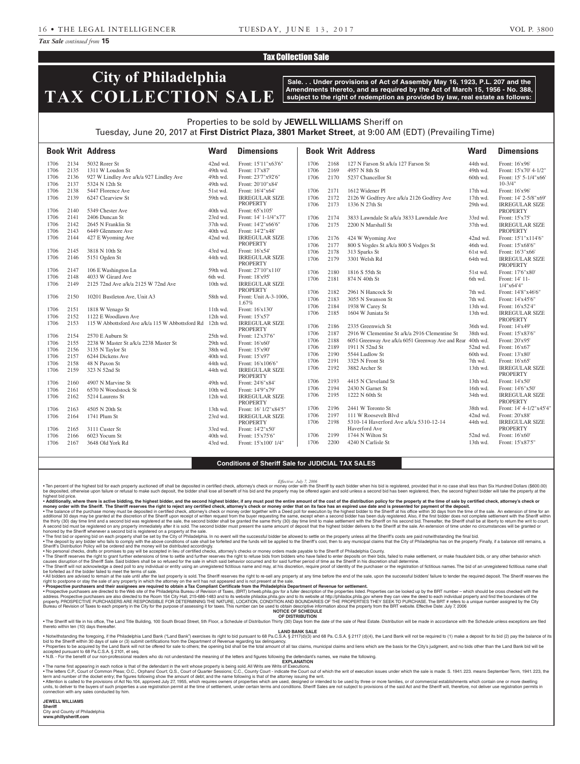*Tax Sale continued from* **15**

## Tax Collection Sale

# City of Philadelphia TAX COLLECTION SALE

**Sale. . . Under provisions of Act of Assembly May 16, 1923, P.L. 207 and the Amendments thereto, and as required by the Act of March 15, 1956 - No. 388, subject to the right of redemption as provided by law, real estate as follows:**

Properties to be sold by **JEWELL WILLIAMS** Sheriff on
Tuesday, June 20, 2017 at **First District Plaza, 3801 Market Street**, at 9:00 AM (EDT) (Prevailing Time)

| Book | Writ | Address | Ward | Dimensions |
|---|---|---|---|---|
| 1706 | 2134 | 5032 Rorer St | 42nd wd. | Front: 15'11"x63'6" |
| 1706 | 2135 | 1311 W Loudon St | 49th wd. | Front: 17'x87' |
| 1706 | 2136 | 927 W Lindley Ave a/k/a 927 Lindley Ave | 49th wd. | Front: 23'7"x92'6" |
| 1706 | 2137 | 5324 N 12th St | 49th wd. | Front: 20'10"x84' |
| 1706 | 2138 | 5447 Florence Ave | 51st wd. | Front: 16'4"x64' |
| 1706 | 2139 | 6247 Clearview St | 59th wd. | IRREGULAR SIZE PROPERTY |
| 1706 | 2140 | 5349 Chester Ave | 40th wd. | Front: 65'x105' |
| 1706 | 2141 | 2406 Duncan St | 23rd wd. | Front: 14' 1-1/4"x77' |
| 1706 | 2142 | 2645 N Franklin St | 37th wd. | Front: 14'2"x66'6" |
| 1706 | 2143 | 6449 Glenmore Ave | 40th wd. | Front: 14'2"x48' |
| 1706 | 2144 | 427 E Wyoming Ave | 42nd wd. | IRREGULAR SIZE PROPERTY |
| 1706 | 2145 | 3818 N 10th St | 43rd wd. | Front: 16'x54' |
| 1706 | 2146 | 5151 Ogden St | 44th wd. | IRREGULAR SIZE PROPERTY |
| 1706 | 2147 | 106 E Washington Ln | 59th wd. | Front: 27'10"x110' |
| 1706 | 2148 | 4033 W Girard Ave | 6th wd. | Front: 18'x95' |
| 1706 | 2149 | 2125 72nd Ave a/k/a 2125 W 72nd Ave | 10th wd. | IRREGULAR SIZE PROPERTY |
| 1706 | 2150 | 10201 Bustleton Ave, Unit A3 | 58th wd. | Front: Unit A-3-1006, 1.67% |
| 1706 | 2151 | 1818 W Venago St | 11th wd. | Front: 16'x130' |
| 1706 | 2152 | 1122 E Woodlawn Ave | 12th wd. | Front: 15'x57' |
| 1706 | 2153 | 115 W Abbottsford Ave a/k/a 115 W Abbottsford Rd | 12th wd. | IRREGULAR SIZE PROPERTY |
| 1706 | 2154 | 2570 E Auburn St | 25th wd. | Front: 12'x37'6" |
| 1706 | 2155 | 2238 W Master St a/k/a 2238 Master St | 29th wd. | Front: 16'x60' |
| 1706 | 2156 | 3135 N Taylor St | 38th wd. | Front: 15'x90' |
| 1706 | 2157 | 6244 Dickens Ave | 40th wd. | Front: 15'x97' |
| 1706 | 2158 | 48 N Paxon St | 44th wd. | Front: 16'x106'6" |
| 1706 | 2159 | 323 N 52nd St | 44th wd. | IRREGULAR SIZE PROPERTY |
| 1706 | 2160 | 4907 N Marvine St | 49th wd. | Front: 24'6"x84' |
| 1706 | 2161 | 6570 N Woodstock St | 10th wd. | Front: 14'9"x79' |
| 1706 | 2162 | 5214 Laurens St | 12th wd. | IRREGULAR SIZE PROPERTY |
| 1706 | 2163 | 4505 N 20th St | 13th wd. | Front: 16' 1/2"x84'5" |
| 1706 | 2164 | 1741 Plum St | 23rd wd. | IRREGULAR SIZE PROPERTY |
| 1706 | 2165 | 3111 Custer St | 33rd wd. | Front: 14'2"x50' |
| 1706 | 2166 | 6023 Yocum St | 40th wd. | Front: 15'x75'6" |
| 1706 | 2167 | 3648 Old York Rd | 43rd wd. | Front: 15'x100' 1/4" |
| 1706 | 2168 | 127 N Farson St a/k/a 127 Farson St | 44th wd. | Front: 16'x96' |
| 1706 | 2169 | 4957 N 8th St | 49th wd. | Front: 15'x70' 4-1/2" |
| 1706 | 2170 | 5237 Chancellor St | 60th wd. | Front: 15' 5-1/4"x66' 10-3/4" |
| 1706 | 2171 | 1612 Widener Pl | 17th wd. | Front: 16'x96' |
| 1706 | 2172 | 2126 W Godfrey Ave a/k/a 2126 Godfrey Ave | 17th wd. | Front: 14' 2-5/8"x69' |
| 1706 | 2173 | 1336 N 27th St | 29th wd. | IRREGULAR SIZE PROPERTY |
| 1706 | 2174 | 3833 Lawndale St a/k/a 3833 Lawndale Ave | 33rd wd. | Front: 15'x75' |
| 1706 | 2175 | 2200 N Marshall St | 37th wd. | IRREGULAR SIZE PROPERTY |
| 1706 | 2176 | 424 W Wyoming Ave | 42nd wd. | Front: 15'1"x114'6" |
| 1706 | 2177 | 800 S Vogdes St a/k/a 800 S Vodges St | 46th wd. | Front: 15'x68'6" |
| 1706 | 2178 | 313 Sparks St | 61st wd. | Front: 16'3"x66' |
| 1706 | 2179 | 3301 Welsh Rd | 64th wd. | IRREGULAR SIZE PROPERTY |
| 1706 | 2180 | 1816 S 55th St | 51st wd. | Front: 17'6"x80' |
| 1706 | 2181 | 874 N 40th St | 6th wd. | Front: 14' 11-1/4"x64'4" |
| 1706 | 2182 | 2961 N Hancock St | 7th wd. | Front: 14'8"x46'6" |
| 1706 | 2183 | 3055 N Swanson St | 7th wd. | Front: 14'x45'6" |
| 1706 | 2184 | 1938 W Carey St | 13th wd. | Front: 16'x52'4" |
| 1706 | 2185 | 1604 W Juniata St | 13th wd. | IRREGULAR SIZE PROPERTY |
| 1706 | 2186 | 2335 Greenwich St | 36th wd. | Front: 14'x49' |
| 1706 | 2187 | 2916 W Clementine St a/k/a 2916 Clementine St | 38th wd. | Front: 15'x83'6" |
| 1706 | 2188 | 6051 Greenway Ave a/k/a 6051 Greenway Ave and Rear | 40th wd. | Front: 20'x95' |
| 1706 | 2189 | 1911 N 52nd St | 52nd wd. | Front: 16'x67' |
| 1706 | 2190 | 5544 Ludlow St | 60th wd. | Front: 13'x80' |
| 1706 | 2191 | 3325 N Front St | 7th wd. | Front: 16'x65' |
| 1706 | 2192 | 3882 Archer St | 13th wd. | IRREGULAR SIZE PROPERTY |
| 1706 | 2193 | 4415 N Cleveland St | 13th wd. | Front: 14'x50' |
| 1706 | 2194 | 2430 N Garnet St | 16th wd. | Front: 14'6"x50' |
| 1706 | 2195 | 1222 N 60th St | 34th wd. | IRREGULAR SIZE PROPERTY |
| 1706 | 2196 | 2441 W Toronto St | 38th wd. | Front: 14' 4-1/2"x45'4" |
| 1706 | 2197 | 111 W Roosevelt Blvd | 42nd wd. | Front: 20'x88' |
| 1706 | 2198 | 5310-14 Haverford Ave a/k/a 5310-12-14 Haverford Ave | 44th wd. | IRREGULAR SIZE PROPERTY |
| 1706 | 2199 | 1744 N Wilton St | 52nd wd. | Front: 16'x60' |
| 1706 | 2200 | 4240 N Carlisle St | 13th wd. | Front: 15'x87'5" |

### Conditions of Sheriff Sale for JUDICIAL TAX SALES

*Effective: July 7, 2006*

• Ten percent of the highest bid for each property auctioned off shall be deposited in certified check, attorney's check or money order with the Sheriff by each bidder when his bid is registered, provided that in no case shall less than Six Hundred Dollars ($600.00) be deposited, otherwise upon failure or refusal to make such deposit, the bidder shall lose all benefit of his bid and the property may be offered again and sold unless a second bid has been registered, then, the second highest bidder will take the property at the highest bid price.

• **Additionally, where there is active bidding, the highest bidder, and the second highest bidder, if any must post the entire amount of the cost of the distribution policy for the property at the time of sale by certified check, attorney's check or money order with the Sheriff. The Sheriff reserves the right to reject any certified check, attorney's check or money order that on its face has an expired use date and is presented for payment of the deposit.**

• The balance of the purchase money must be deposited in certified check, attorney's check or money order together with a Deed poll for execution by the highest bidder to the Sheriff at his office within 30 days from the time of the sale. An extension of time for an additional 30 days may be granted at the discretion of the Sheriff upon receipt of written request from the buyer requesting the same, except when a second bidder has been duly registered. Also, if the first bidder does not complete settlement with the Sheriff within the thirty (30) day time limit and a second bid was registered at the sale, the second bidder shall be granted the same thirty (30) day time limit to make settlement with the Sheriff on his second bid. Thereafter, the Sheriff shall be at liberty to return the writ to court. A second bid must be registered on any property immediately after it is sold. The second bidder must present the same amount of deposit that the highest bidder delivers to the Sheriff at the sale. An extension of time under no circumstances will be granted or honored by the Sheriff whenever a second bid is registered on a property at the sale.

• The first bid or opening bid on each property shall be set by the City of Philadelphia. In no event will the successful bidder be allowed to settle on the property unless all the Sheriff's costs are paid notwithstanding the final bid.

• The deposit by any bidder who fails to comply with the above conditions of sale shall be forfeited and the funds will be applied to the Sheriff's cost, then to any municipal claims that the City of Philadelphia has on the property. Finally, if a balance still remains, a Sheriff's Distribution Policy will be ordered and the money will be distributed accordingly.

• No personal checks, drafts or promises to pay will be accepted in lieu of certified checks, attorney's checks or money orders made payable to the Sheriff of Philadelphia County.

• The Sheriff reserves the right to grant further extensions of time to settle and further reserves the right to refuse bids from bidders who have failed to enter deposits on their bids, failed to make settlement, or make fraudulent bids, or any other behavior which causes disruption of the Sheriff Sale. Said bidders shall be so refused for the sale in which said behavior occurred and for said further period of time as the Sheriff in his discretion shall determine.

• The Sheriff will not acknowledge a deed poll to any individual or entity using an unregistered fictitious name and may, at his discretion, require proof of identity of the purchaser or the registration of fictitious names. The bid of an unregistered fictitious name shall be forfeited as if the bidder failed to meet the terms of sale.

• All bidders are advised to remain at the sale until after the last property is sold. The Sheriff reserves the right to re-sell any property at any time before the end of the sale, upon the successful bidders' failure to tender the required deposit. The Sheriff reserves the right to postpone or stay the sale of any property in which the attorney on the writ has not appeared and is not present at the sale.

• **Prospective purchasers and their assignees are required to obtain a Tax Compliant Certificate from the Philadelphia Department of Revenue for settlement.**

• Prospective purchasers are directed to the Web site of the Philadelphia Bureau of Revision of Taxes, (BRT) brtweb.phila.gov for a fuller description of the properties listed. Properties can be looked up by the BRT number – which should be cross checked with the address. Prospective purchasers are also directed to the Room 154 City Hall, 215-686-1483 and to its website philadox.phila.gov and to its website at http://philadox.phila.gov where they can view the deed to each individual property and find the boundaries of the property. PROSPECTIVE PURCHASERS ARE RESPONSIBLE FOR DETERMINING THE NATURE, LOCATION, CONDITION AND BOUNDARIES OF THE PROPERTIES THEY SEEK TO PURCHASE. The BRT # refers to a unique number assigned by the City Bureau of Revision of Taxes to each property in the City for the purpose of assessing it for taxes. This number can be used to obtain descriptive information about the property from the BRT website. Effective Date: July 7, 2006

**NOTICE OF SCHEDULE OF DISTRIBUTION**

• The Sheriff will file in his office, The Land Title Building, 100 South Broad Street, 5th Floor, a Schedule of Distribution Thirty (30) Days from the date of the sale of Real Estate. Distribution will be made in accordance with the Schedule unless exceptions are filed thereto within ten (10) days thereafter.

**LAND BANK SALE**

• Notwithstanding the foregoing, if the Philadelphia Land Bank ("Land Bank") exercises its right to bid pursuant to 68 Pa.C.S.A. § 2117(d)(3) and 68 Pa. C.S.A. § 2117 (d)(4), the Land Bank will not be required to (1) make a deposit for its bid (2) pay the balance of its bid to the Sheriff within 30 days of sale or (3) submit certifications from the Department of Revenue regarding tax delinquency.

• Properties to be acquired by the Land Bank will not be offered for sale to others; the opening bid shall be the total amount of all tax claims, municipal claims and liens which are the basis for the City's judgment, and no bids other than the Land Bank bid will be accepted pursuant to 68 Pa.C.S.A. § 2101, et seq.

• N.B. - For the benefit of our non-professional readers who do not understand the meaning of the letters and figures following the defendant's names, we make the following.

**EXPLANATION**

• The name first appearing in each notice is that of the defendant in the writ whose property is being sold. All Writs are Writs of Executions.

• The letters C.P., Court of Common Pleas; O.C., Orphans' Court; Q.S., Court of Quarter Sessions; C.C., County Court - indicate the Court out of which the writ of execution issues under which the sale is made: S. 1941. 223. means September Term, 1941. 223, the term and number of the docket entry; the figures following show the amount of debt; and the name following is that of the attorney issuing the writ.

• Attention is called to the provisions of Act No.104, approved July 27, 1955, which requires owners of properties which are used, designed or intended to be used by three or more families, or of commercial establishments which contain one or more dwelling units, to deliver to the buyers of such properties a use registration permit at the time of settlement, under certain terms and conditions. Sheriff Sales are not subject to provisions of the said Act and the Sheriff will, therefore, not deliver use registration permits in connection with any sales conducted by him.

**JEWELL WILLIAMS**
**Sheriff**
City and County of Philadelphia
**www.phillysheriff.com**